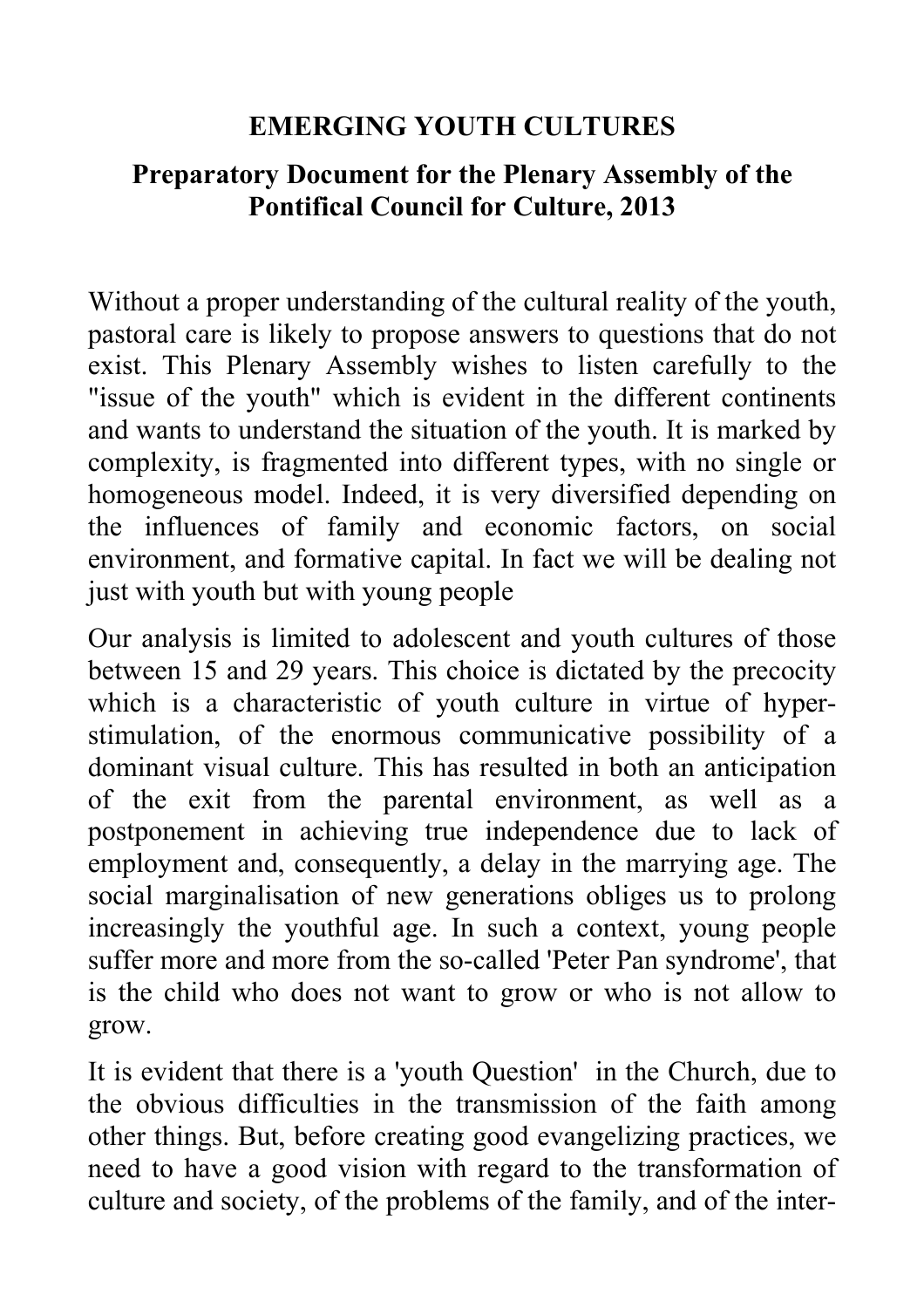# EMERGING YOUTH CULTURES

## Preparatory Document for the Plenary Assembly of the Pontifical Council for Culture, 2013

Without a proper understanding of the cultural reality of the youth, pastoral care is likely to propose answers to questions that do not exist. This Plenary Assembly wishes to listen carefully to the "issue of the youth" which is evident in the different continents and wants to understand the situation of the youth. It is marked by complexity, is fragmented into different types, with no single or homogeneous model. Indeed, it is very diversified depending on the influences of family and economic factors, on social environment, and formative capital. In fact we will be dealing not just with youth but with young people

Our analysis is limited to adolescent and youth cultures of those between 15 and 29 years. This choice is dictated by the precocity which is a characteristic of youth culture in virtue of hyper-stimulation, of the enormous communicative possibility of a dominant visual culture. This has resulted in both an anticipation of the exit from the parental environment, as well as a postponement in achieving true independence due to lack of employment and, consequently, a delay in the marrying age. The social marginalisation of new generations obliges us to prolong increasingly the youthful age. In such a context, young people suffer more and more from the so-called 'Peter Pan syndrome', that is the child who does not want to grow or who is not allow to grow.

It is evident that there is a 'youth Question' in the Church, due to the obvious difficulties in the transmission of the faith among other things. But, before creating good evangelizing practices, we need to have a good vision with regard to the transformation of culture and society, of the problems of the family, and of the inter-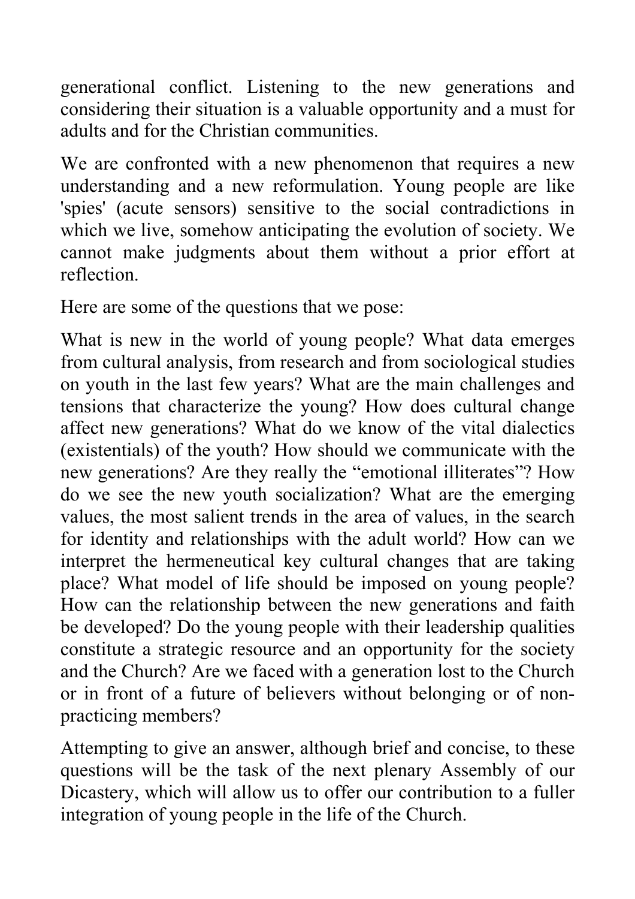generational conflict. Listening to the new generations and considering their situation is a valuable opportunity and a must for adults and for the Christian communities.

We are confronted with a new phenomenon that requires a new understanding and a new reformulation. Young people are like 'spies' (acute sensors) sensitive to the social contradictions in which we live, somehow anticipating the evolution of society. We cannot make judgments about them without a prior effort at reflection.

Here are some of the questions that we pose:

What is new in the world of young people? What data emerges from cultural analysis, from research and from sociological studies on youth in the last few years? What are the main challenges and tensions that characterize the young? How does cultural change affect new generations? What do we know of the vital dialectics (existentials) of the youth? How should we communicate with the new generations? Are they really the "emotional illiterates"? How do we see the new youth socialization? What are the emerging values, the most salient trends in the area of values, in the search for identity and relationships with the adult world? How can we interpret the hermeneutical key cultural changes that are taking place? What model of life should be imposed on young people? How can the relationship between the new generations and faith be developed? Do the young people with their leadership qualities constitute a strategic resource and an opportunity for the society and the Church? Are we faced with a generation lost to the Church or in front of a future of believers without belonging or of non-practicing members?

Attempting to give an answer, although brief and concise, to these questions will be the task of the next plenary Assembly of our Dicastery, which will allow us to offer our contribution to a fuller integration of young people in the life of the Church.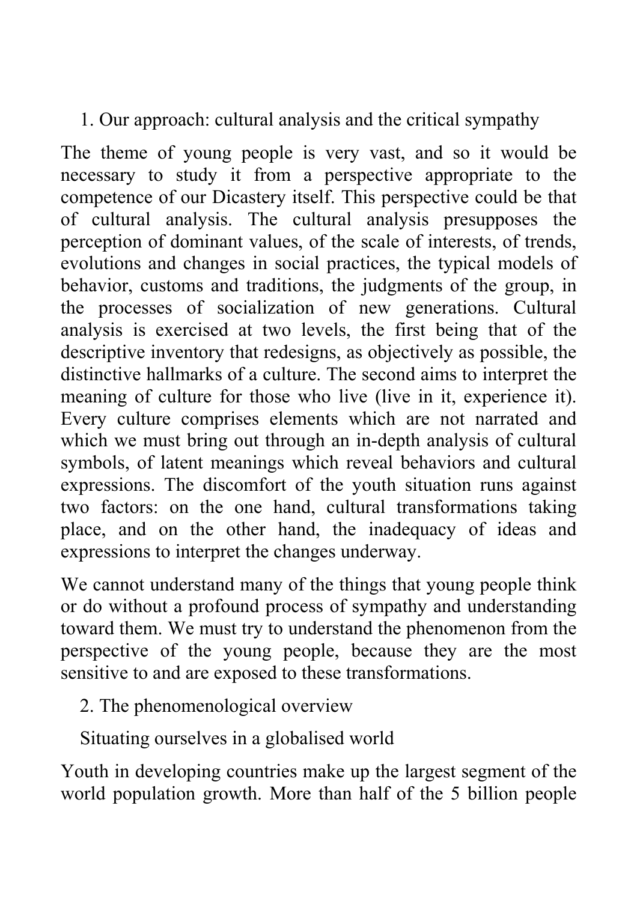## 1. Our approach: cultural analysis and the critical sympathy

The theme of young people is very vast, and so it would be necessary to study it from a perspective appropriate to the competence of our Dicastery itself. This perspective could be that of cultural analysis. The cultural analysis presupposes the perception of dominant values, of the scale of interests, of trends, evolutions and changes in social practices, the typical models of behavior, customs and traditions, the judgments of the group, in the processes of socialization of new generations. Cultural analysis is exercised at two levels, the first being that of the descriptive inventory that redesigns, as objectively as possible, the distinctive hallmarks of a culture. The second aims to interpret the meaning of culture for those who live (live in it, experience it). Every culture comprises elements which are not narrated and which we must bring out through an in-depth analysis of cultural symbols, of latent meanings which reveal behaviors and cultural expressions. The discomfort of the youth situation runs against two factors: on the one hand, cultural transformations taking place, and on the other hand, the inadequacy of ideas and expressions to interpret the changes underway.

We cannot understand many of the things that young people think or do without a profound process of sympathy and understanding toward them. We must try to understand the phenomenon from the perspective of the young people, because they are the most sensitive to and are exposed to these transformations.

## 2. The phenomenological overview

### Situating ourselves in a globalised world

Youth in developing countries make up the largest segment of the world population growth. More than half of the 5 billion people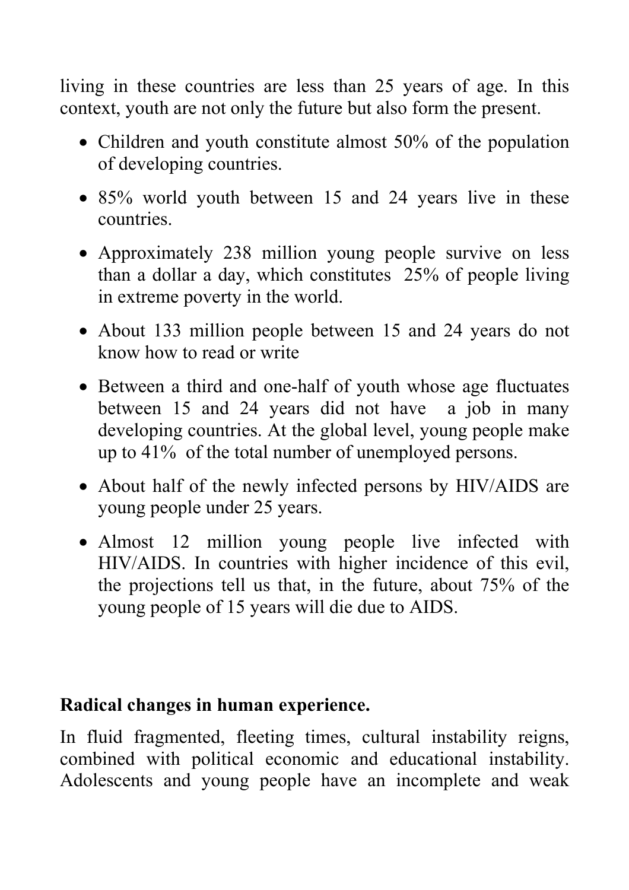living in these countries are less than 25 years of age. In this context, youth are not only the future but also form the present.

- Children and youth constitute almost 50% of the population of developing countries.
- 85% world youth between 15 and 24 years live in these countries.
- Approximately 238 million young people survive on less than a dollar a day, which constitutes 25% of people living in extreme poverty in the world.
- About 133 million people between 15 and 24 years do not know how to read or write
- Between a third and one-half of youth whose age fluctuates between 15 and 24 years did not have a job in many developing countries. At the global level, young people make up to 41% of the total number of unemployed persons.
- About half of the newly infected persons by HIV/AIDS are young people under 25 years.
- Almost 12 million young people live infected with HIV/AIDS. In countries with higher incidence of this evil, the projections tell us that, in the future, about 75% of the young people of 15 years will die due to AIDS.

**Radical changes in human experience.**

In fluid fragmented, fleeting times, cultural instability reigns, combined with political economic and educational instability. Adolescents and young people have an incomplete and weak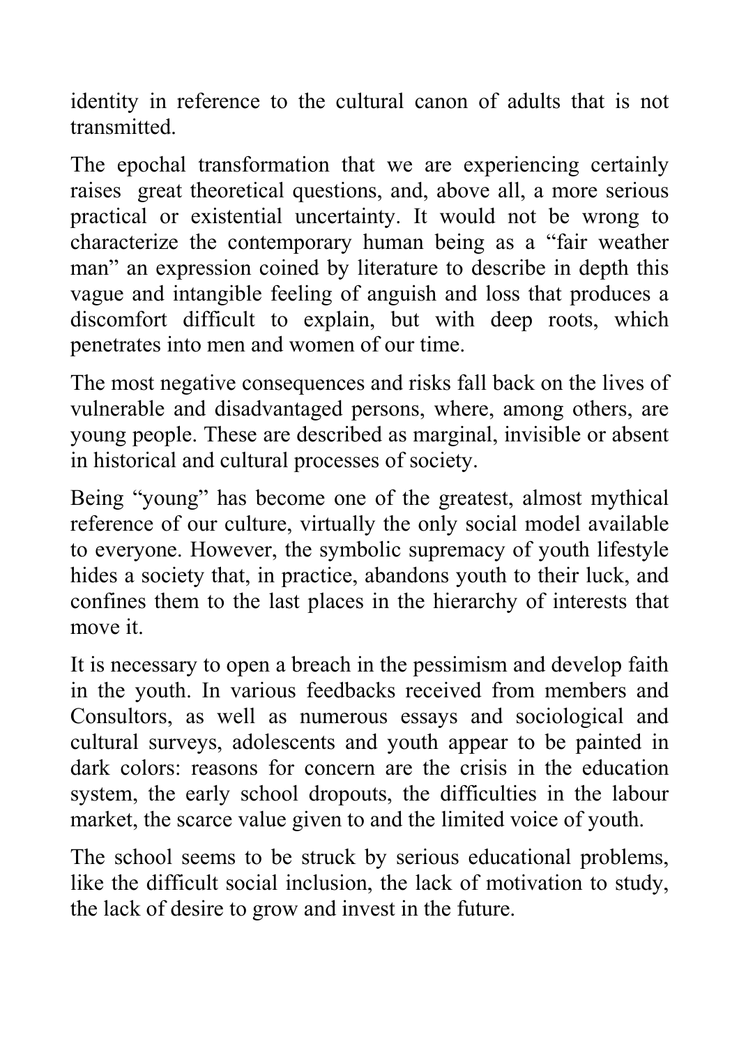identity in reference to the cultural canon of adults that is not transmitted.

The epochal transformation that we are experiencing certainly raises great theoretical questions, and, above all, a more serious practical or existential uncertainty. It would not be wrong to characterize the contemporary human being as a "fair weather man" an expression coined by literature to describe in depth this vague and intangible feeling of anguish and loss that produces a discomfort difficult to explain, but with deep roots, which penetrates into men and women of our time.

The most negative consequences and risks fall back on the lives of vulnerable and disadvantaged persons, where, among others, are young people. These are described as marginal, invisible or absent in historical and cultural processes of society.

Being "young" has become one of the greatest, almost mythical reference of our culture, virtually the only social model available to everyone. However, the symbolic supremacy of youth lifestyle hides a society that, in practice, abandons youth to their luck, and confines them to the last places in the hierarchy of interests that move it.

It is necessary to open a breach in the pessimism and develop faith in the youth. In various feedbacks received from members and Consultors, as well as numerous essays and sociological and cultural surveys, adolescents and youth appear to be painted in dark colors: reasons for concern are the crisis in the education system, the early school dropouts, the difficulties in the labour market, the scarce value given to and the limited voice of youth.

The school seems to be struck by serious educational problems, like the difficult social inclusion, the lack of motivation to study, the lack of desire to grow and invest in the future.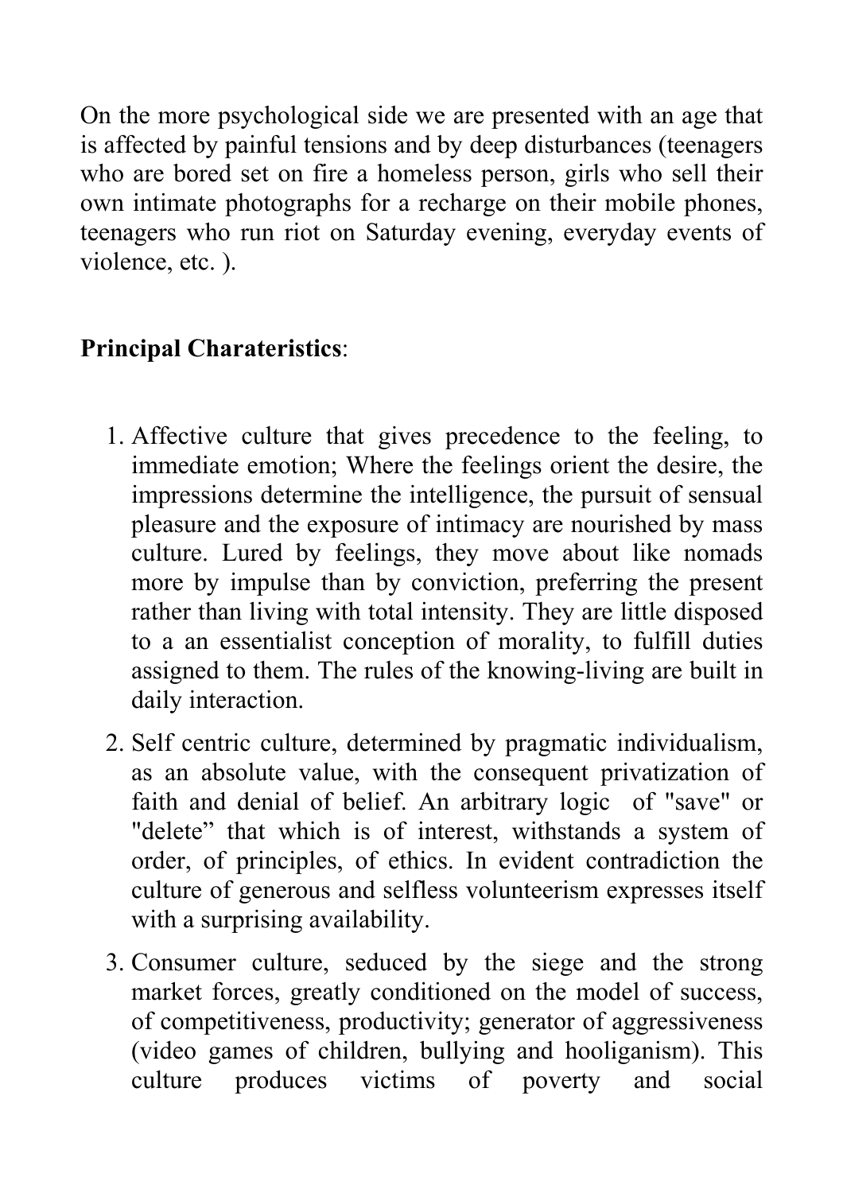On the more psychological side we are presented with an age that is affected by painful tensions and by deep disturbances (teenagers who are bored set on fire a homeless person, girls who sell their own intimate photographs for a recharge on their mobile phones, teenagers who run riot on Saturday evening, everyday events of violence, etc. ).

**Principal Charateristics**:

1. Affective culture that gives precedence to the feeling, to immediate emotion; Where the feelings orient the desire, the impressions determine the intelligence, the pursuit of sensual pleasure and the exposure of intimacy are nourished by mass culture. Lured by feelings, they move about like nomads more by impulse than by conviction, preferring the present rather than living with total intensity. They are little disposed to a an essentialist conception of morality, to fulfill duties assigned to them. The rules of the knowing-living are built in daily interaction.
2. Self centric culture, determined by pragmatic individualism, as an absolute value, with the consequent privatization of faith and denial of belief. An arbitrary logic of "save" or "delete" that which is of interest, withstands a system of order, of principles, of ethics. In evident contradiction the culture of generous and selfless volunteerism expresses itself with a surprising availability.
3. Consumer culture, seduced by the siege and the strong market forces, greatly conditioned on the model of success, of competitiveness, productivity; generator of aggressiveness (video games of children, bullying and hooliganism). This culture produces victims of poverty and social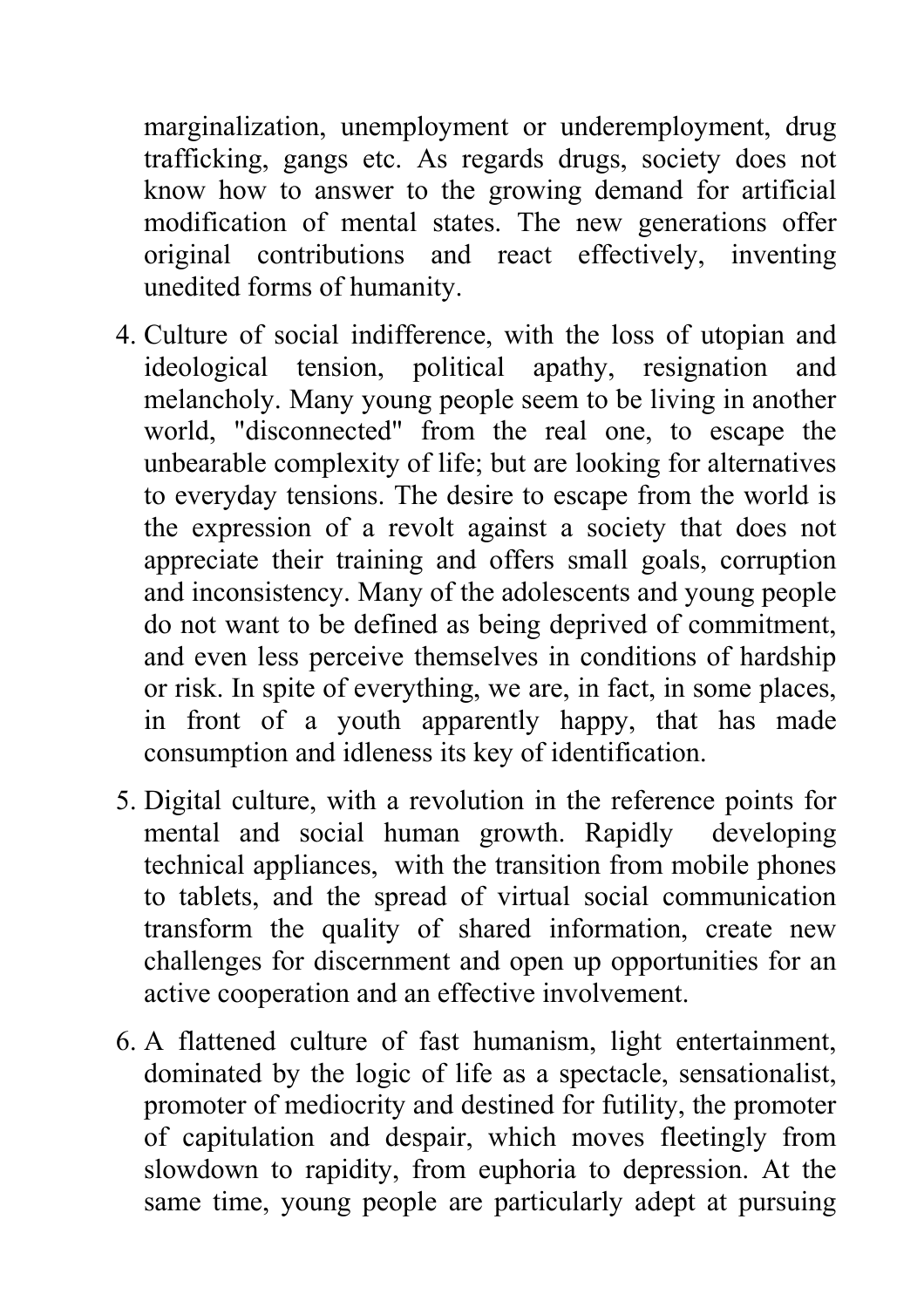marginalization, unemployment or underemployment, drug trafficking, gangs etc. As regards drugs, society does not know how to answer to the growing demand for artificial modification of mental states. The new generations offer original contributions and react effectively, inventing unedited forms of humanity.

4. Culture of social indifference, with the loss of utopian and ideological tension, political apathy, resignation and melancholy. Many young people seem to be living in another world, "disconnected" from the real one, to escape the unbearable complexity of life; but are looking for alternatives to everyday tensions. The desire to escape from the world is the expression of a revolt against a society that does not appreciate their training and offers small goals, corruption and inconsistency. Many of the adolescents and young people do not want to be defined as being deprived of commitment, and even less perceive themselves in conditions of hardship or risk. In spite of everything, we are, in fact, in some places, in front of a youth apparently happy, that has made consumption and idleness its key of identification.
5. Digital culture, with a revolution in the reference points for mental and social human growth. Rapidly developing technical appliances, with the transition from mobile phones to tablets, and the spread of virtual social communication transform the quality of shared information, create new challenges for discernment and open up opportunities for an active cooperation and an effective involvement.
6. A flattened culture of fast humanism, light entertainment, dominated by the logic of life as a spectacle, sensationalist, promoter of mediocrity and destined for futility, the promoter of capitulation and despair, which moves fleetingly from slowdown to rapidity, from euphoria to depression. At the same time, young people are particularly adept at pursuing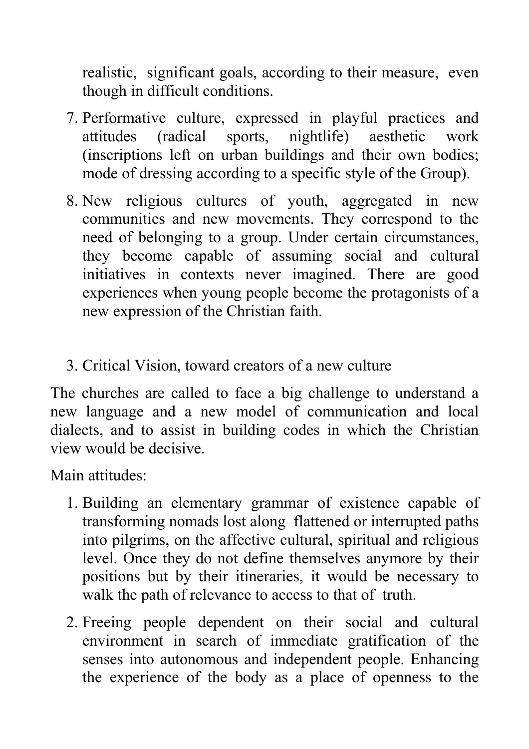realistic, significant goals, according to their measure, even though in difficult conditions.

7. Performative culture, expressed in playful practices and attitudes (radical sports, nightlife) aesthetic work (inscriptions left on urban buildings and their own bodies; mode of dressing according to a specific style of the Group).
8. New religious cultures of youth, aggregated in new communities and new movements. They correspond to the need of belonging to a group. Under certain circumstances, they become capable of assuming social and cultural initiatives in contexts never imagined. There are good experiences when young people become the protagonists of a new expression of the Christian faith.

3. Critical Vision, toward creators of a new culture

The churches are called to face a big challenge to understand a new language and a new model of communication and local dialects, and to assist in building codes in which the Christian view would be decisive.

Main attitudes:

1. Building an elementary grammar of existence capable of transforming nomads lost along flattened or interrupted paths into pilgrims, on the affective cultural, spiritual and religious level. Once they do not define themselves anymore by their positions but by their itineraries, it would be necessary to walk the path of relevance to access to that of truth.
2. Freeing people dependent on their social and cultural environment in search of immediate gratification of the senses into autonomous and independent people. Enhancing the experience of the body as a place of openness to the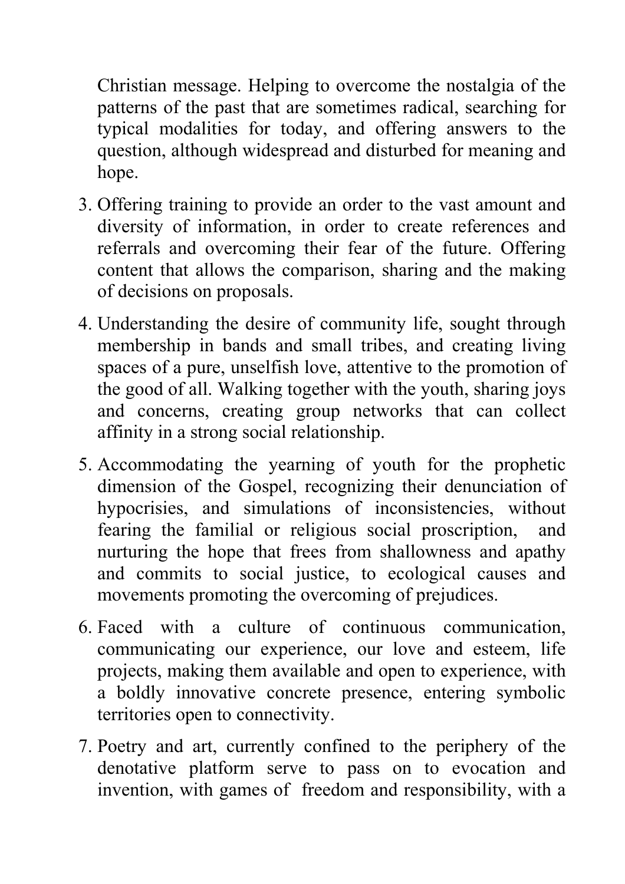Christian message. Helping to overcome the nostalgia of the patterns of the past that are sometimes radical, searching for typical modalities for today, and offering answers to the question, although widespread and disturbed for meaning and hope.

3. Offering training to provide an order to the vast amount and diversity of information, in order to create references and referrals and overcoming their fear of the future. Offering content that allows the comparison, sharing and the making of decisions on proposals.
4. Understanding the desire of community life, sought through membership in bands and small tribes, and creating living spaces of a pure, unselfish love, attentive to the promotion of the good of all. Walking together with the youth, sharing joys and concerns, creating group networks that can collect affinity in a strong social relationship.
5. Accommodating the yearning of youth for the prophetic dimension of the Gospel, recognizing their denunciation of hypocrisies, and simulations of inconsistencies, without fearing the familial or religious social proscription, and nurturing the hope that frees from shallowness and apathy and commits to social justice, to ecological causes and movements promoting the overcoming of prejudices.
6. Faced with a culture of continuous communication, communicating our experience, our love and esteem, life projects, making them available and open to experience, with a boldly innovative concrete presence, entering symbolic territories open to connectivity.
7. Poetry and art, currently confined to the periphery of the denotative platform serve to pass on to evocation and invention, with games of freedom and responsibility, with a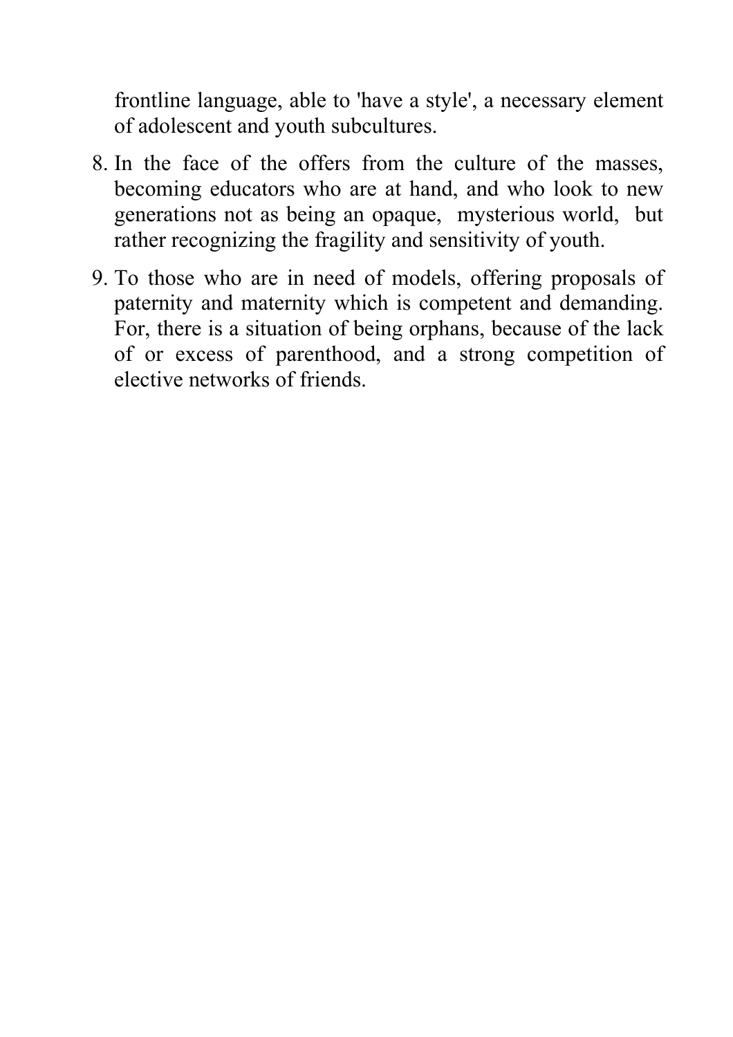frontline language, able to 'have a style', a necessary element of adolescent and youth subcultures.

8. In the face of the offers from the culture of the masses, becoming educators who are at hand, and who look to new generations not as being an opaque, mysterious world, but rather recognizing the fragility and sensitivity of youth.

9. To those who are in need of models, offering proposals of paternity and maternity which is competent and demanding. For, there is a situation of being orphans, because of the lack of or excess of parenthood, and a strong competition of elective networks of friends.